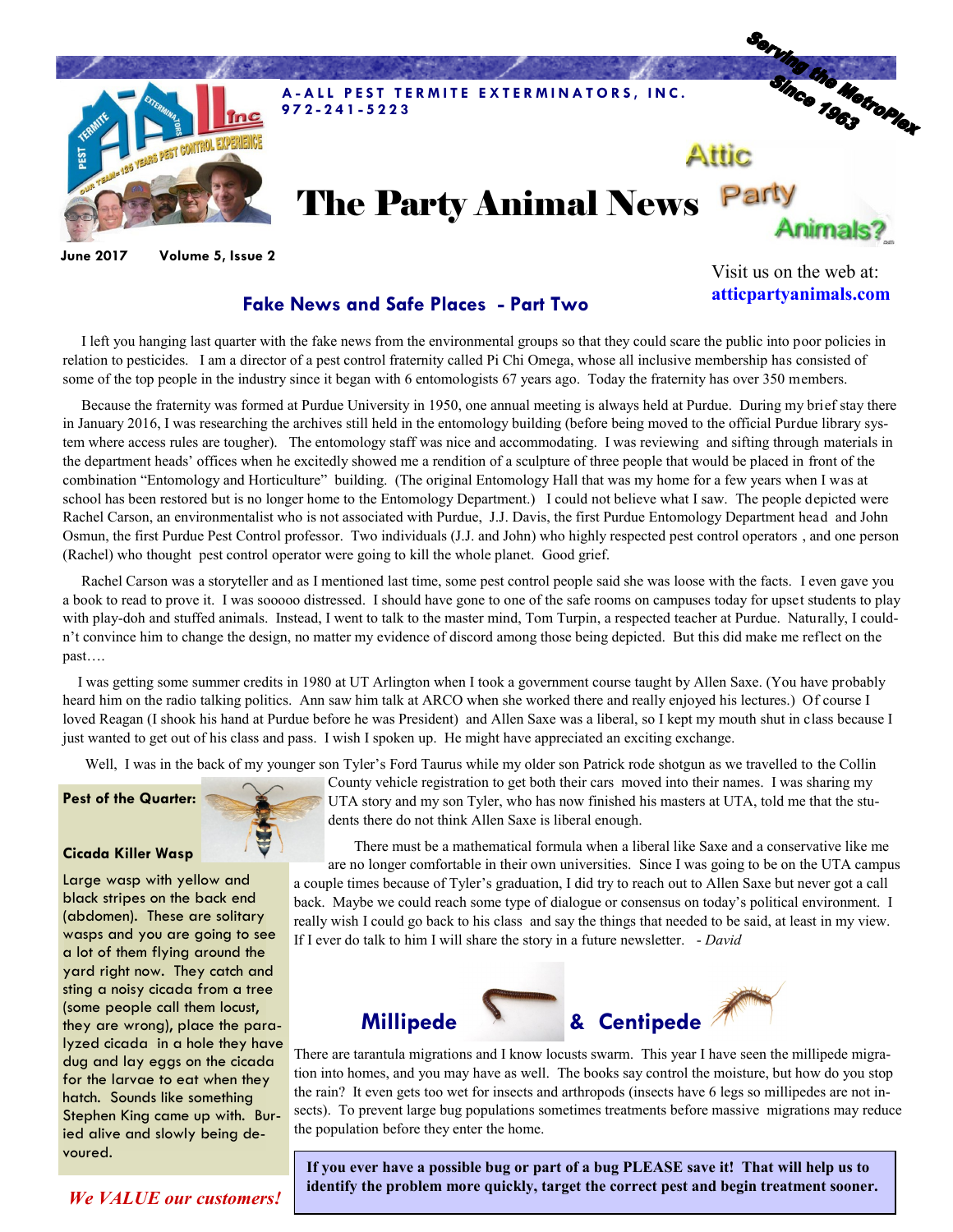**A-ALL PEST TERMITE EXTERMINATORS, INC.**
**972-241-5223**

Serving the MetroPlex Since 1963

# The Party Animal News

Attic Party Animals?

June 2017 Volume 5, Issue 2

Visit us on the web at: **atticpartyanimals.com**

## Fake News and Safe Places - Part Two

I left you hanging last quarter with the fake news from the environmental groups so that they could scare the public into poor policies in relation to pesticides. I am a director of a pest control fraternity called Pi Chi Omega, whose all inclusive membership has consisted of some of the top people in the industry since it began with 6 entomologists 67 years ago. Today the fraternity has over 350 members.

Because the fraternity was formed at Purdue University in 1950, one annual meeting is always held at Purdue. During my brief stay there in January 2016, I was researching the archives still held in the entomology building (before being moved to the official Purdue library system where access rules are tougher). The entomology staff was nice and accommodating. I was reviewing and sifting through materials in the department heads' offices when he excitedly showed me a rendition of a sculpture of three people that would be placed in front of the combination "Entomology and Horticulture" building. (The original Entomology Hall that was my home for a few years when I was at school has been restored but is no longer home to the Entomology Department.) I could not believe what I saw. The people depicted were Rachel Carson, an environmentalist who is not associated with Purdue, J.J. Davis, the first Purdue Entomology Department head and John Osmun, the first Purdue Pest Control professor. Two individuals (J.J. and John) who highly respected pest control operators , and one person (Rachel) who thought pest control operator were going to kill the whole planet. Good grief.

Rachel Carson was a storyteller and as I mentioned last time, some pest control people said she was loose with the facts. I even gave you a book to read to prove it. I was sooooo distressed. I should have gone to one of the safe rooms on campuses today for upset students to play with play-doh and stuffed animals. Instead, I went to talk to the master mind, Tom Turpin, a respected teacher at Purdue. Naturally, I couldn't convince him to change the design, no matter my evidence of discord among those being depicted. But this did make me reflect on the past….

I was getting some summer credits in 1980 at UT Arlington when I took a government course taught by Allen Saxe. (You have probably heard him on the radio talking politics. Ann saw him talk at ARCO when she worked there and really enjoyed his lectures.) Of course I loved Reagan (I shook his hand at Purdue before he was President) and Allen Saxe was a liberal, so I kept my mouth shut in class because I just wanted to get out of his class and pass. I wish I spoken up. He might have appreciated an exciting exchange.

Well, I was in the back of my younger son Tyler's Ford Taurus while my older son Patrick rode shotgun as we travelled to the Collin County vehicle registration to get both their cars moved into their names. I was sharing my UTA story and my son Tyler, who has now finished his masters at UTA, told me that the students there do not think Allen Saxe is liberal enough.

There must be a mathematical formula when a liberal like Saxe and a conservative like me are no longer comfortable in their own universities. Since I was going to be on the UTA campus a couple times because of Tyler's graduation, I did try to reach out to Allen Saxe but never got a call back. Maybe we could reach some type of dialogue or consensus on today's political environment. I really wish I could go back to his class and say the things that needed to be said, at least in my view. If I ever do talk to him I will share the story in a future newsletter. *- David*

### Pest of the Quarter:

**Cicada Killer Wasp**

Large wasp with yellow and black stripes on the back end (abdomen). These are solitary wasps and you are going to see a lot of them flying around the yard right now. They catch and sting a noisy cicada from a tree (some people call them locust, they are wrong), place the paralyzed cicada in a hole they have dug and lay eggs on the cicada for the larvae to eat when they hatch. Sounds like something Stephen King came up with. Buried alive and slowly being devoured.

*We VALUE our customers!*

## Millipede & Centipede

There are tarantula migrations and I know locusts swarm. This year I have seen the millipede migration into homes, and you may have as well. The books say control the moisture, but how do you stop the rain? It even gets too wet for insects and arthropods (insects have 6 legs so millipedes are not insects). To prevent large bug populations sometimes treatments before massive migrations may reduce the population before they enter the home.

**If you ever have a possible bug or part of a bug PLEASE save it! That will help us to identify the problem more quickly, target the correct pest and begin treatment sooner.**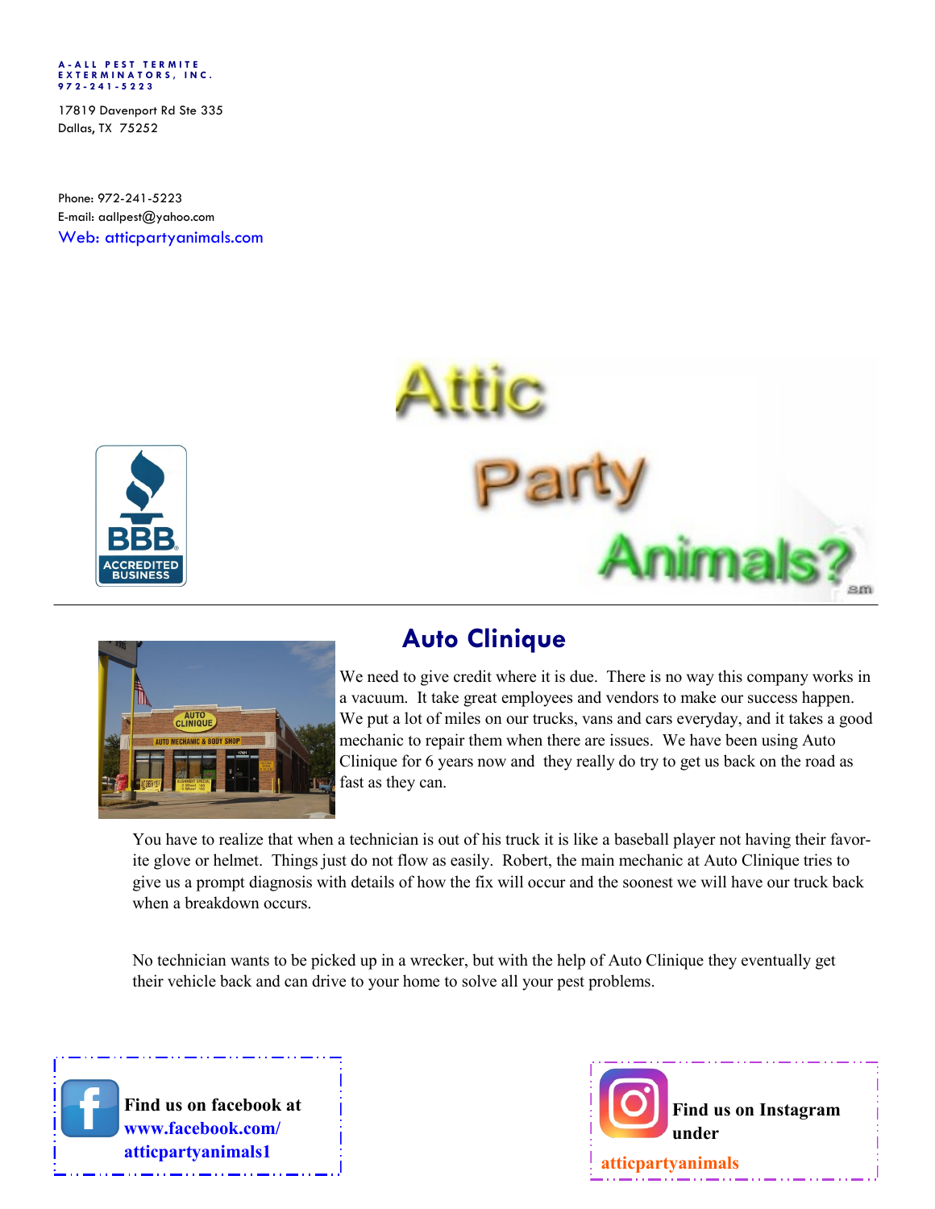A-ALL PEST TERMITE EXTERMINATORS, INC.
972-241-5223

17819 Davenport Rd Ste 335
Dallas, TX 75252

Phone: 972-241-5223
E-mail: aallpest@yahoo.com
Web: atticpartyanimals.com

Attic Party Animals?

## Auto Clinique

We need to give credit where it is due. There is no way this company works in a vacuum. It take great employees and vendors to make our success happen. We put a lot of miles on our trucks, vans and cars everyday, and it takes a good mechanic to repair them when there are issues. We have been using Auto Clinique for 6 years now and they really do try to get us back on the road as fast as they can.

You have to realize that when a technician is out of his truck it is like a baseball player not having their favorite glove or helmet. Things just do not flow as easily. Robert, the main mechanic at Auto Clinique tries to give us a prompt diagnosis with details of how the fix will occur and the soonest we will have our truck back when a breakdown occurs.

No technician wants to be picked up in a wrecker, but with the help of Auto Clinique they eventually get their vehicle back and can drive to your home to solve all your pest problems.

**Find us on facebook at www.facebook.com/atticpartyanimals1**

**Find us on Instagram under atticpartyanimals**